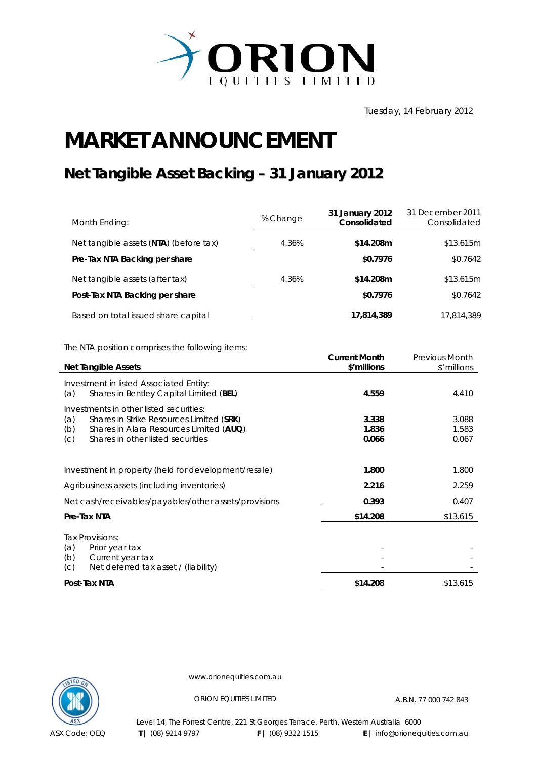Tuesday, 14 February 2012

# MARKET ANNOUNCEMENT

## Net Tangible Asset Backing – 31 January 2012

| Month Ending: | % Change | **31 January 2012 Consolidated** | 31 December 2011 Consolidated |
|---|---|---|---|
| Net tangible assets (**NTA**) (before tax) | 4.36% | **$14.208m** | $13.615m |
| **Pre-Tax NTA Backing per share** | | **$0.7976** | $0.7642 |
| Net tangible assets (after tax) | 4.36% | **$14.208m** | $13.615m |
| **Post-Tax NTA Backing per share** | | **$0.7976** | $0.7642 |
| Based on total issued share capital | | **17,814,389** | 17,814,389 |

The NTA position comprises the following items:

| **Net Tangible Assets** | **Current Month $'millions** | Previous Month $'millions |
|---|---|---|
| Investment in listed Associated Entity: | | |
| (a) Shares in Bentley Capital Limited (**BEL**) | **4.559** | 4.410 |
| Investments in other listed securities: | | |
| (a) Shares in Strike Resources Limited (**SRK**) | **3.338** | 3.088 |
| (b) Shares in Alara Resources Limited (**AUQ**) | **1.836** | 1.583 |
| (c) Shares in other listed securities | **0.066** | 0.067 |
| Investment in property (held for development/resale) | **1.800** | 1.800 |
| Agribusiness assets (including inventories) | **2.216** | 2.259 |
| Net cash/receivables/payables/other assets/provisions | **0.393** | 0.407 |
| **Pre-Tax NTA** | **$14.208** | $13.615 |
| Tax Provisions: | | |
| (a) Prior year tax | - | - |
| (b) Current year tax | - | - |
| (c) Net deferred tax asset / (liability) | - | - |
| **Post-Tax NTA** | **$14.208** | $13.615 |

www.orionequities.com.au

ORION EQUITIES LIMITED A.B.N. 77 000 742 843

Level 14, The Forrest Centre, 221 St Georges Terrace, Perth, Western Australia 6000

ASX Code: OEQ **T** | (08) 9214 9797 **F** | (08) 9322 1515 **E** | info@orionequities.com.au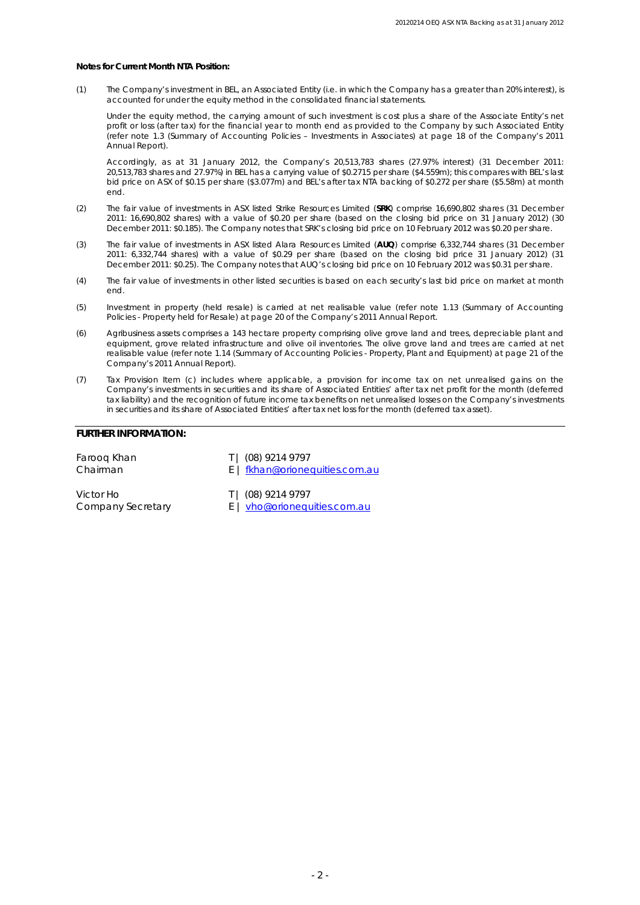**Notes for Current Month NTA Position:**

(1) The Company's investment in BEL, an Associated Entity (i.e. in which the Company has a greater than 20% interest), is accounted for under the equity method in the consolidated financial statements.

Under the equity method, the carrying amount of such investment is cost plus a share of the Associate Entity's net profit or loss (after tax) for the financial year to month end as provided to the Company by such Associated Entity (refer note 1.3 (Summary of Accounting Policies – Investments in Associates) at page 18 of the Company's 2011 Annual Report).

Accordingly, as at 31 January 2012, the Company's 20,513,783 shares (27.97% interest) (31 December 2011: 20,513,783 shares and 27.97%) in BEL has a carrying value of $0.2715 per share ($4.559m); this compares with BEL's last bid price on ASX of $0.15 per share ($3.077m) and BEL's after tax NTA backing of $0.272 per share ($5.58m) at month end.

(2) The fair value of investments in ASX listed Strike Resources Limited (**SRK**) comprise 16,690,802 shares (31 December 2011: 16,690,802 shares) with a value of $0.20 per share (based on the closing bid price on 31 January 2012) (30 December 2011: $0.185). The Company notes that SRK's closing bid price on 10 February 2012 was $0.20 per share.

(3) The fair value of investments in ASX listed Alara Resources Limited (**AUQ**) comprise 6,332,744 shares (31 December 2011: 6,332,744 shares) with a value of $0.29 per share (based on the closing bid price 31 January 2012) (31 December 2011: $0.25). The Company notes that AUQ's closing bid price on 10 February 2012 was $0.31 per share.

(4) The fair value of investments in other listed securities is based on each security's last bid price on market at month end.

(5) Investment in property (held resale) is carried at net realisable value (refer note 1.13 (Summary of Accounting Policies - Property held for Resale) at page 20 of the Company's 2011 Annual Report.

(6) Agribusiness assets comprises a 143 hectare property comprising olive grove land and trees, depreciable plant and equipment, grove related infrastructure and olive oil inventories. The olive grove land and trees are carried at net realisable value (refer note 1.14 (Summary of Accounting Policies - Property, Plant and Equipment) at page 21 of the Company's 2011 Annual Report).

(7) Tax Provision Item (c) includes where applicable, a provision for income tax on net unrealised gains on the Company's investments in securities and its share of Associated Entities' after tax net profit for the month (deferred tax liability) and the recognition of future income tax benefits on net unrealised losses on the Company's investments in securities and its share of Associated Entities' after tax net loss for the month (deferred tax asset).

**FURTHER INFORMATION:**

Farooq Khan
Chairman

T | (08) 9214 9797
E | fkhan@orionequities.com.au

Victor Ho
Company Secretary

T | (08) 9214 9797
E | vho@orionequities.com.au